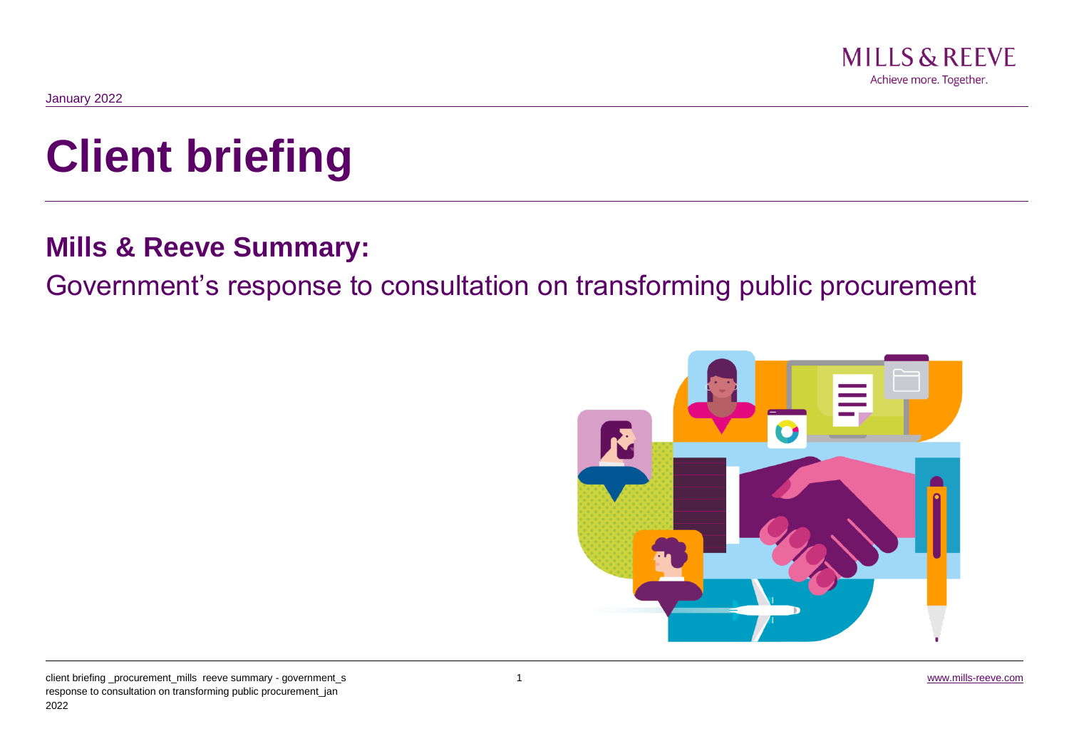January 2022

# Client briefing

## Mills & Reeve Summary:

Government's response to consultation on transforming public procurement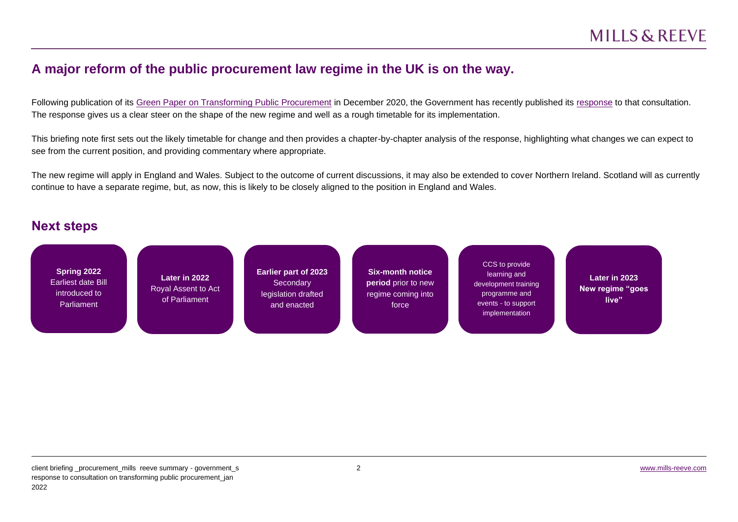## A major reform of the public procurement law regime in the UK is on the way.

Following publication of its Green Paper on Transforming Public Procurement in December 2020, the Government has recently published its response to that consultation. The response gives us a clear steer on the shape of the new regime and well as a rough timetable for its implementation.

This briefing note first sets out the likely timetable for change and then provides a chapter-by-chapter analysis of the response, highlighting what changes we can expect to see from the current position, and providing commentary where appropriate.

The new regime will apply in England and Wales. Subject to the outcome of current discussions, it may also be extended to cover Northern Ireland. Scotland will as currently continue to have a separate regime, but, as now, this is likely to be closely aligned to the position in England and Wales.

## Next steps

- **Spring 2022** Earliest date Bill introduced to Parliament
- **Later in 2022** Royal Assent to Act of Parliament
- **Earlier part of 2023** Secondary legislation drafted and enacted
- **Six-month notice period** prior to new regime coming into force
- CCS to provide learning and development training programme and events - to support implementation
- **Later in 2023 New regime "goes live"**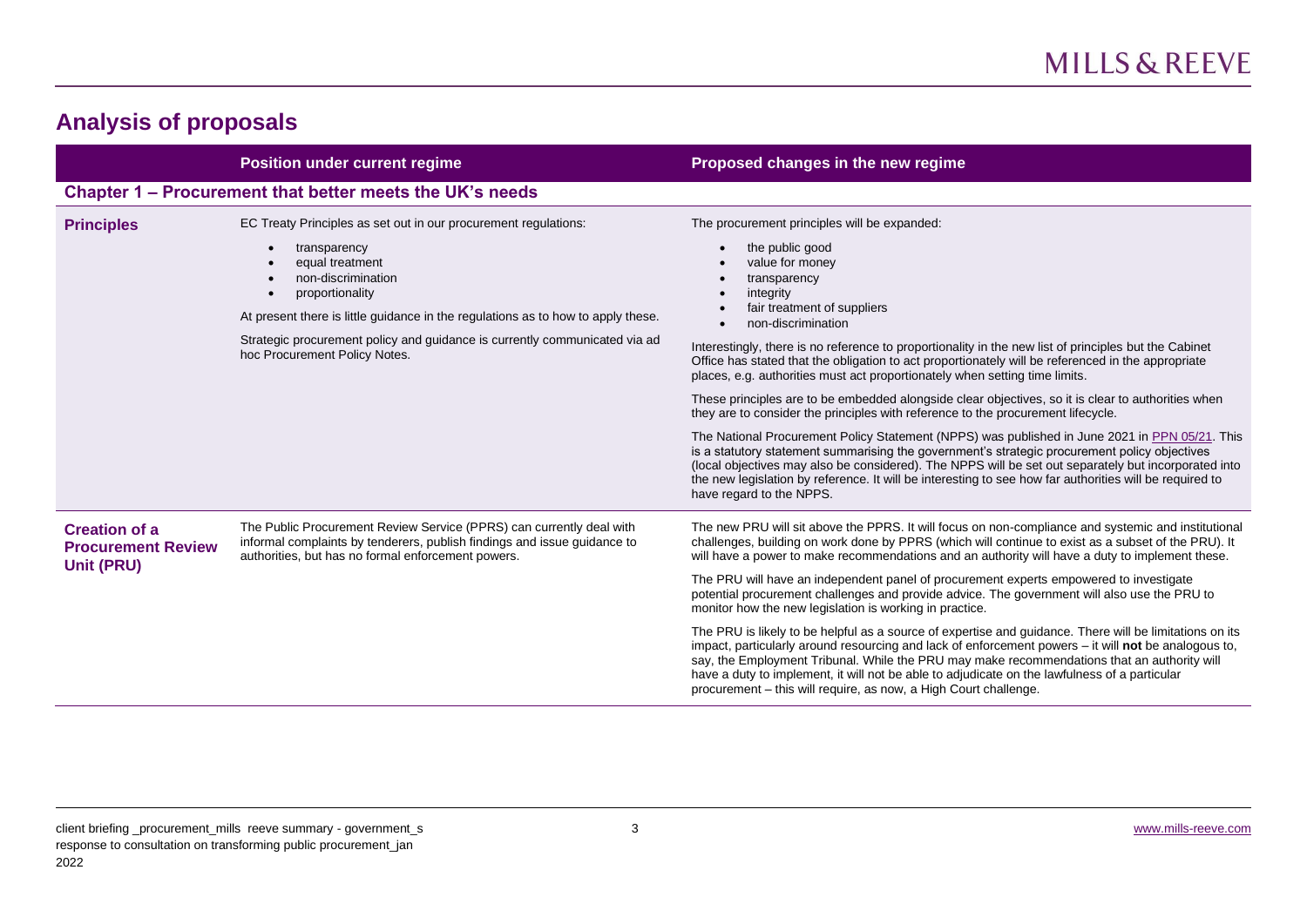## Analysis of proposals

| | Position under current regime | Proposed changes in the new regime |
|---|---|---|
| **Chapter 1 – Procurement that better meets the UK's needs** | | |
| **Principles** | EC Treaty Principles as set out in our procurement regulations:<br>• transparency<br>• equal treatment<br>• non-discrimination<br>• proportionality<br><br>At present there is little guidance in the regulations as to how to apply these.<br><br>Strategic procurement policy and guidance is currently communicated via ad hoc Procurement Policy Notes. | The procurement principles will be expanded:<br>• the public good<br>• value for money<br>• transparency<br>• integrity<br>• fair treatment of suppliers<br>• non-discrimination<br><br>Interestingly, there is no reference to proportionality in the new list of principles but the Cabinet Office has stated that the obligation to act proportionately will be referenced in the appropriate places, e.g. authorities must act proportionately when setting time limits.<br><br>These principles are to be embedded alongside clear objectives, so it is clear to authorities when they are to consider the principles with reference to the procurement lifecycle.<br><br>The National Procurement Policy Statement (NPPS) was published in June 2021 in PPN 05/21. This is a statutory statement summarising the government's strategic procurement policy objectives (local objectives may also be considered). The NPPS will be set out separately but incorporated into the new legislation by reference. It will be interesting to see how far authorities will be required to have regard to the NPPS. |
| **Creation of a Procurement Review Unit (PRU)** | The Public Procurement Review Service (PPRS) can currently deal with informal complaints by tenderers, publish findings and issue guidance to authorities, but has no formal enforcement powers. | The new PRU will sit above the PPRS. It will focus on non-compliance and systemic and institutional challenges, building on work done by PPRS (which will continue to exist as a subset of the PRU). It will have a power to make recommendations and an authority will have a duty to implement these.<br><br>The PRU will have an independent panel of procurement experts empowered to investigate potential procurement challenges and provide advice. The government will also use the PRU to monitor how the new legislation is working in practice.<br><br>The PRU is likely to be helpful as a source of expertise and guidance. There will be limitations on its impact, particularly around resourcing and lack of enforcement powers – it will **not** be analogous to, say, the Employment Tribunal. While the PRU may make recommendations that an authority will have a duty to implement, it will not be able to adjudicate on the lawfulness of a particular procurement – this will require, as now, a High Court challenge. |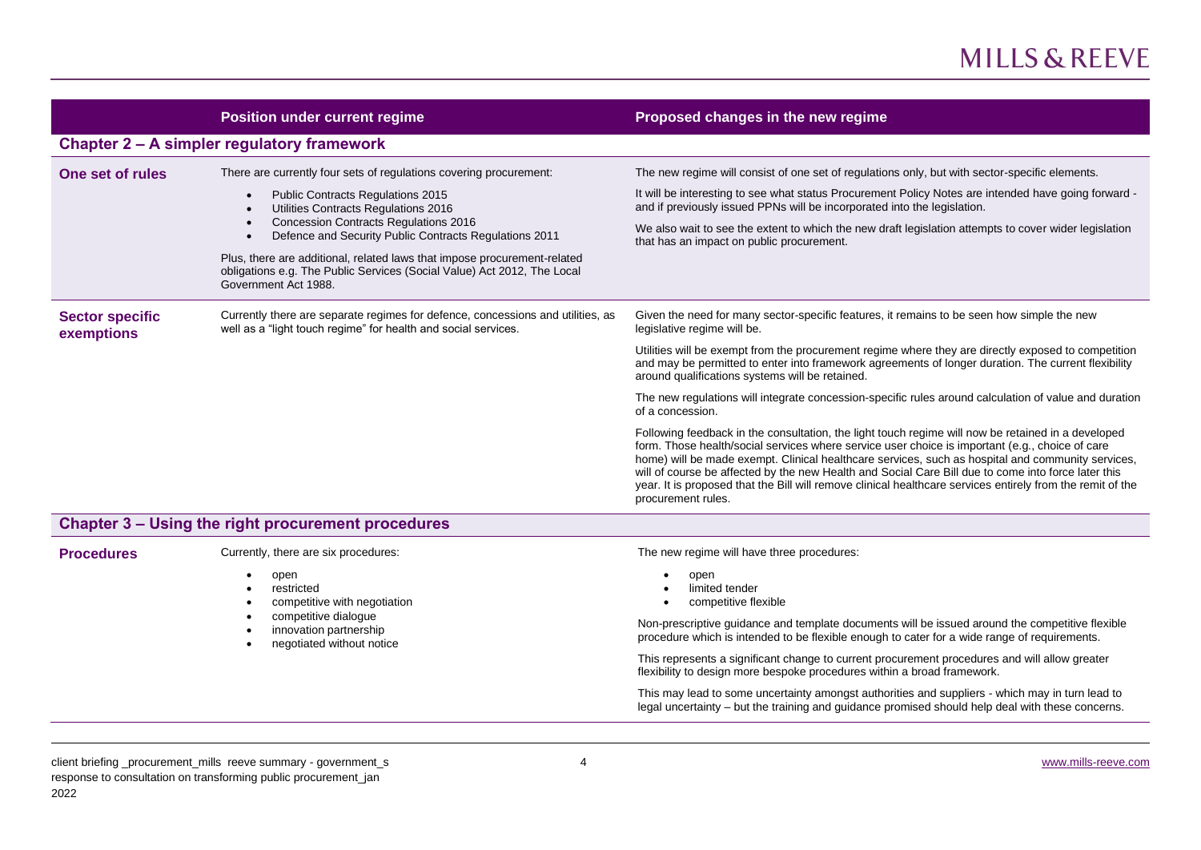| | Position under current regime | Proposed changes in the new regime |
|---|---|---|
| **Chapter 2 – A simpler regulatory framework** | | |
| **One set of rules** | There are currently four sets of regulations covering procurement:<br>• Public Contracts Regulations 2015<br>• Utilities Contracts Regulations 2016<br>• Concession Contracts Regulations 2016<br>• Defence and Security Public Contracts Regulations 2011<br><br>Plus, there are additional, related laws that impose procurement-related obligations e.g. The Public Services (Social Value) Act 2012, The Local Government Act 1988. | The new regime will consist of one set of regulations only, but with sector-specific elements.<br><br>It will be interesting to see what status Procurement Policy Notes are intended have going forward - and if previously issued PPNs will be incorporated into the legislation.<br><br>We also wait to see the extent to which the new draft legislation attempts to cover wider legislation that has an impact on public procurement. |
| **Sector specific exemptions** | Currently there are separate regimes for defence, concessions and utilities, as well as a "light touch regime" for health and social services. | Given the need for many sector-specific features, it remains to be seen how simple the new legislative regime will be.<br><br>Utilities will be exempt from the procurement regime where they are directly exposed to competition and may be permitted to enter into framework agreements of longer duration. The current flexibility around qualifications systems will be retained.<br><br>The new regulations will integrate concession-specific rules around calculation of value and duration of a concession.<br><br>Following feedback in the consultation, the light touch regime will now be retained in a developed form. Those health/social services where service user choice is important (e.g., choice of care home) will be made exempt. Clinical healthcare services, such as hospital and community services, will of course be affected by the new Health and Social Care Bill due to come into force later this year. It is proposed that the Bill will remove clinical healthcare services entirely from the remit of the procurement rules. |
| **Chapter 3 – Using the right procurement procedures** | | |
| **Procedures** | Currently, there are six procedures:<br>• open<br>• restricted<br>• competitive with negotiation<br>• competitive dialogue<br>• innovation partnership<br>• negotiated without notice | The new regime will have three procedures:<br>• open<br>• limited tender<br>• competitive flexible<br><br>Non-prescriptive guidance and template documents will be issued around the competitive flexible procedure which is intended to be flexible enough to cater for a wide range of requirements.<br><br>This represents a significant change to current procurement procedures and will allow greater flexibility to design more bespoke procedures within a broad framework.<br><br>This may lead to some uncertainty amongst authorities and suppliers - which may in turn lead to legal uncertainty – but the training and guidance promised should help deal with these concerns. |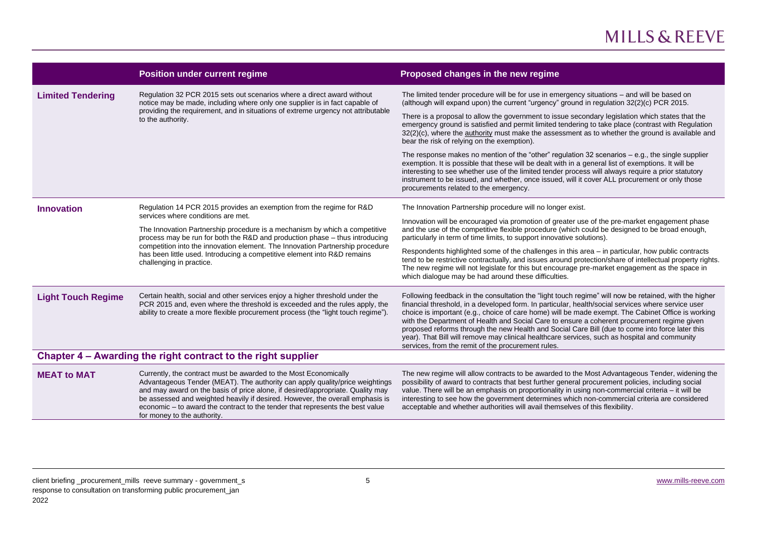| | Position under current regime | Proposed changes in the new regime |
|---|---|---|
| **Limited Tendering** | Regulation 32 PCR 2015 sets out scenarios where a direct award without notice may be made, including where only one supplier is in fact capable of providing the requirement, and in situations of extreme urgency not attributable to the authority. | The limited tender procedure will be for use in emergency situations – and will be based on (although will expand upon) the current "urgency" ground in regulation 32(2)(c) PCR 2015.<br><br>There is a proposal to allow the government to issue secondary legislation which states that the emergency ground is satisfied and permit limited tendering to take place (contrast with Regulation 32(2)(c), where the authority must make the assessment as to whether the ground is available and bear the risk of relying on the exemption).<br><br>The response makes no mention of the "other" regulation 32 scenarios – e.g., the single supplier exemption. It is possible that these will be dealt with in a general list of exemptions. It will be interesting to see whether use of the limited tender process will always require a prior statutory instrument to be issued, and whether, once issued, will it cover ALL procurement or only those procurements related to the emergency. |
| **Innovation** | Regulation 14 PCR 2015 provides an exemption from the regime for R&D services where conditions are met.<br><br>The Innovation Partnership procedure is a mechanism by which a competitive process may be run for both the R&D and production phase – thus introducing competition into the innovation element. The Innovation Partnership procedure has been little used. Introducing a competitive element into R&D remains challenging in practice. | The Innovation Partnership procedure will no longer exist.<br><br>Innovation will be encouraged via promotion of greater use of the pre-market engagement phase and the use of the competitive flexible procedure (which could be designed to be broad enough, particularly in term of time limits, to support innovative solutions).<br><br>Respondents highlighted some of the challenges in this area – in particular, how public contracts tend to be restrictive contractually, and issues around protection/share of intellectual property rights. The new regime will not legislate for this but encourage pre-market engagement as the space in which dialogue may be had around these difficulties. |
| **Light Touch Regime** | Certain health, social and other services enjoy a higher threshold under the PCR 2015 and, even where the threshold is exceeded and the rules apply, the ability to create a more flexible procurement process (the "light touch regime"). | Following feedback in the consultation the "light touch regime" will now be retained, with the higher financial threshold, in a developed form. In particular, health/social services where service user choice is important (e.g., choice of care home) will be made exempt. The Cabinet Office is working with the Department of Health and Social Care to ensure a coherent procurement regime given proposed reforms through the new Health and Social Care Bill (due to come into force later this year). That Bill will remove may clinical healthcare services, such as hospital and community services, from the remit of the procurement rules. |

## Chapter 4 – Awarding the right contract to the right supplier

| | Position under current regime | Proposed changes in the new regime |
|---|---|---|
| **MEAT to MAT** | Currently, the contract must be awarded to the Most Economically Advantageous Tender (MEAT). The authority can apply quality/price weightings and may award on the basis of price alone, if desired/appropriate. Quality may be assessed and weighted heavily if desired. However, the overall emphasis is economic – to award the contract to the tender that represents the best value for money to the authority. | The new regime will allow contracts to be awarded to the Most Advantageous Tender, widening the possibility of award to contracts that best further general procurement policies, including social value. There will be an emphasis on proportionality in using non-commercial criteria – it will be interesting to see how the government determines which non-commercial criteria are considered acceptable and whether authorities will avail themselves of this flexibility. |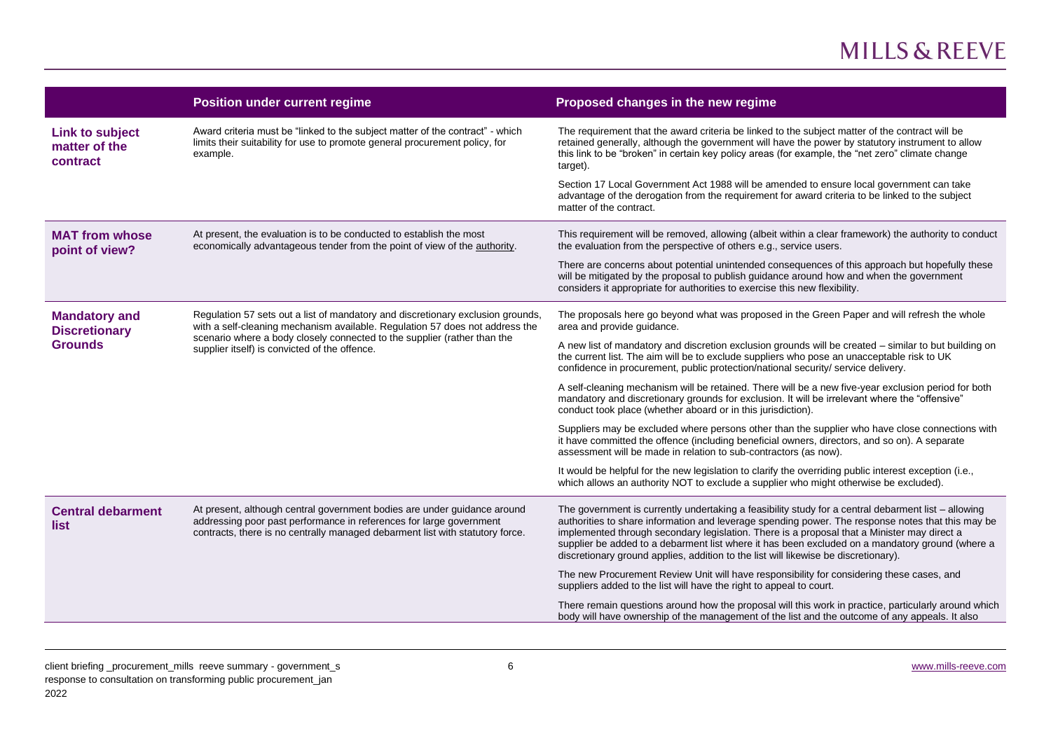| | Position under current regime | Proposed changes in the new regime |
|---|---|---|
| **Link to subject matter of the contract** | Award criteria must be "linked to the subject matter of the contract" - which limits their suitability for use to promote general procurement policy, for example. | The requirement that the award criteria be linked to the subject matter of the contract will be retained generally, although the government will have the power by statutory instrument to allow this link to be "broken" in certain key policy areas (for example, the "net zero" climate change target).<br><br>Section 17 Local Government Act 1988 will be amended to ensure local government can take advantage of the derogation from the requirement for award criteria to be linked to the subject matter of the contract. |
| **MAT from whose point of view?** | At present, the evaluation is to be conducted to establish the most economically advantageous tender from the point of view of the authority. | This requirement will be removed, allowing (albeit within a clear framework) the authority to conduct the evaluation from the perspective of others e.g., service users.<br><br>There are concerns about potential unintended consequences of this approach but hopefully these will be mitigated by the proposal to publish guidance around how and when the government considers it appropriate for authorities to exercise this new flexibility. |
| **Mandatory and Discretionary Grounds** | Regulation 57 sets out a list of mandatory and discretionary exclusion grounds, with a self-cleaning mechanism available. Regulation 57 does not address the scenario where a body closely connected to the supplier (rather than the supplier itself) is convicted of the offence. | The proposals here go beyond what was proposed in the Green Paper and will refresh the whole area and provide guidance.<br><br>A new list of mandatory and discretion exclusion grounds will be created – similar to but building on the current list. The aim will be to exclude suppliers who pose an unacceptable risk to UK confidence in procurement, public protection/national security/ service delivery.<br><br>A self-cleaning mechanism will be retained. There will be a new five-year exclusion period for both mandatory and discretionary grounds for exclusion. It will be irrelevant where the "offensive" conduct took place (whether aboard or in this jurisdiction).<br><br>Suppliers may be excluded where persons other than the supplier who have close connections with it have committed the offence (including beneficial owners, directors, and so on). A separate assessment will be made in relation to sub-contractors (as now).<br><br>It would be helpful for the new legislation to clarify the overriding public interest exception (i.e., which allows an authority NOT to exclude a supplier who might otherwise be excluded). |
| **Central debarment list** | At present, although central government bodies are under guidance around addressing poor past performance in references for large government contracts, there is no centrally managed debarment list with statutory force. | The government is currently undertaking a feasibility study for a central debarment list – allowing authorities to share information and leverage spending power. The response notes that this may be implemented through secondary legislation. There is a proposal that a Minister may direct a supplier be added to a debarment list where it has been excluded on a mandatory ground (where a discretionary ground applies, addition to the list will likewise be discretionary).<br><br>The new Procurement Review Unit will have responsibility for considering these cases, and suppliers added to the list will have the right to appeal to court.<br><br>There remain questions around how the proposal will this work in practice, particularly around which body will have ownership of the management of the list and the outcome of any appeals. It also |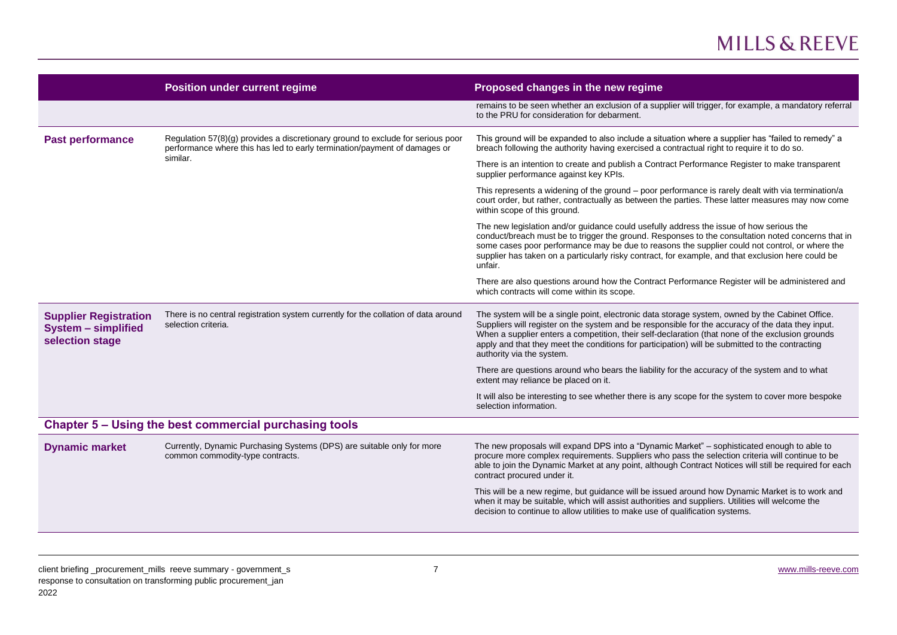| | Position under current regime | Proposed changes in the new regime |
|---|---|---|
| | | remains to be seen whether an exclusion of a supplier will trigger, for example, a mandatory referral to the PRU for consideration for debarment. |
| **Past performance** | Regulation 57(8)(g) provides a discretionary ground to exclude for serious poor performance where this has led to early termination/payment of damages or similar. | This ground will be expanded to also include a situation where a supplier has "failed to remedy" a breach following the authority having exercised a contractual right to require it to do so.<br><br>There is an intention to create and publish a Contract Performance Register to make transparent supplier performance against key KPIs.<br><br>This represents a widening of the ground – poor performance is rarely dealt with via termination/a court order, but rather, contractually as between the parties. These latter measures may now come within scope of this ground.<br><br>The new legislation and/or guidance could usefully address the issue of how serious the conduct/breach must be to trigger the ground. Responses to the consultation noted concerns that in some cases poor performance may be due to reasons the supplier could not control, or where the supplier has taken on a particularly risky contract, for example, and that exclusion here could be unfair.<br><br>There are also questions around how the Contract Performance Register will be administered and which contracts will come within its scope. |
| **Supplier Registration System – simplified selection stage** | There is no central registration system currently for the collation of data around selection criteria. | The system will be a single point, electronic data storage system, owned by the Cabinet Office. Suppliers will register on the system and be responsible for the accuracy of the data they input. When a supplier enters a competition, their self-declaration (that none of the exclusion grounds apply and that they meet the conditions for participation) will be submitted to the contracting authority via the system.<br><br>There are questions around who bears the liability for the accuracy of the system and to what extent may reliance be placed on it.<br><br>It will also be interesting to see whether there is any scope for the system to cover more bespoke selection information. |
| **Chapter 5 – Using the best commercial purchasing tools** | | |
| **Dynamic market** | Currently, Dynamic Purchasing Systems (DPS) are suitable only for more common commodity-type contracts. | The new proposals will expand DPS into a "Dynamic Market" – sophisticated enough to able to procure more complex requirements. Suppliers who pass the selection criteria will continue to be able to join the Dynamic Market at any point, although Contract Notices will still be required for each contract procured under it.<br><br>This will be a new regime, but guidance will be issued around how Dynamic Market is to work and when it may be suitable, which will assist authorities and suppliers. Utilities will welcome the decision to continue to allow utilities to make use of qualification systems. |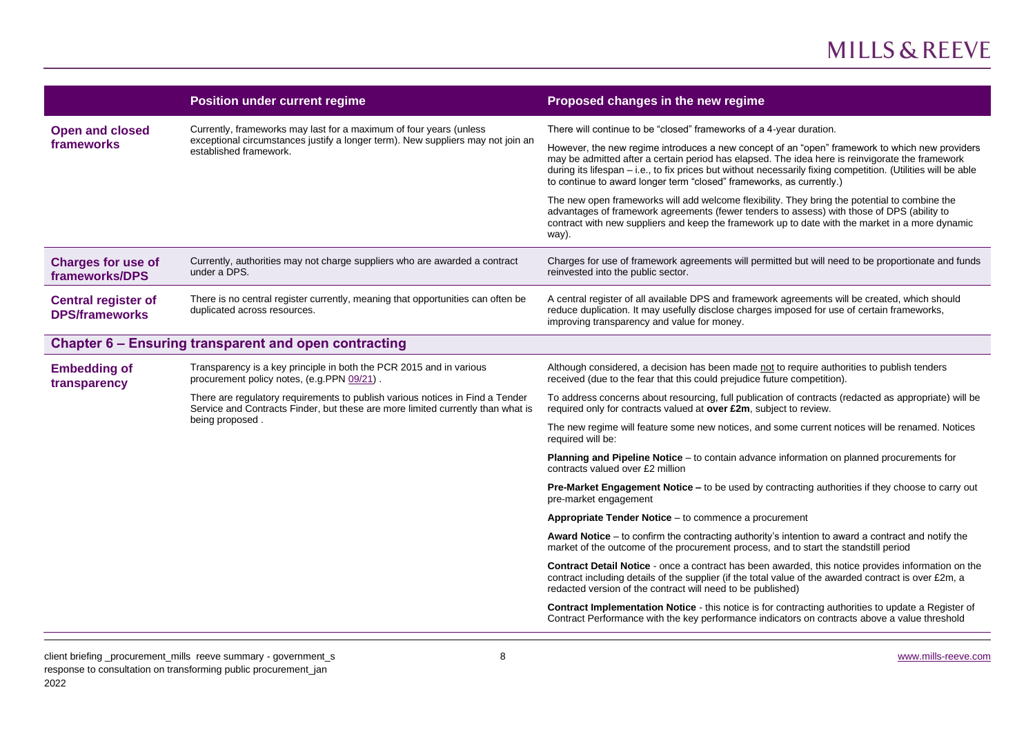| | Position under current regime | Proposed changes in the new regime |
|---|---|---|
| **Open and closed frameworks** | Currently, frameworks may last for a maximum of four years (unless exceptional circumstances justify a longer term). New suppliers may not join an established framework. | There will continue to be "closed" frameworks of a 4-year duration.<br><br>However, the new regime introduces a new concept of an "open" framework to which new providers may be admitted after a certain period has elapsed. The idea here is reinvigorate the framework during its lifespan – i.e., to fix prices but without necessarily fixing competition. (Utilities will be able to continue to award longer term "closed" frameworks, as currently.)<br><br>The new open frameworks will add welcome flexibility. They bring the potential to combine the advantages of framework agreements (fewer tenders to assess) with those of DPS (ability to contract with new suppliers and keep the framework up to date with the market in a more dynamic way). |
| **Charges for use of frameworks/DPS** | Currently, authorities may not charge suppliers who are awarded a contract under a DPS. | Charges for use of framework agreements will permitted but will need to be proportionate and funds reinvested into the public sector. |
| **Central register of DPS/frameworks** | There is no central register currently, meaning that opportunities can often be duplicated across resources. | A central register of all available DPS and framework agreements will be created, which should reduce duplication. It may usefully disclose charges imposed for use of certain frameworks, improving transparency and value for money. |
| **Chapter 6 – Ensuring transparent and open contracting** | | |
| **Embedding of transparency** | Transparency is a key principle in both the PCR 2015 and in various procurement policy notes, (e.g.PPN 09/21) .<br><br>There are regulatory requirements to publish various notices in Find a Tender Service and Contracts Finder, but these are more limited currently than what is being proposed . | Although considered, a decision has been made not to require authorities to publish tenders received (due to the fear that this could prejudice future competition).<br><br>To address concerns about resourcing, full publication of contracts (redacted as appropriate) will be required only for contracts valued at **over £2m**, subject to review.<br><br>The new regime will feature some new notices, and some current notices will be renamed. Notices required will be:<br><br>**Planning and Pipeline Notice** – to contain advance information on planned procurements for contracts valued over £2 million<br><br>**Pre-Market Engagement Notice –** to be used by contracting authorities if they choose to carry out pre-market engagement<br><br>**Appropriate Tender Notice** – to commence a procurement<br><br>**Award Notice** – to confirm the contracting authority's intention to award a contract and notify the market of the outcome of the procurement process, and to start the standstill period<br><br>**Contract Detail Notice** - once a contract has been awarded, this notice provides information on the contract including details of the supplier (if the total value of the awarded contract is over £2m, a redacted version of the contract will need to be published)<br><br>**Contract Implementation Notice** - this notice is for contracting authorities to update a Register of Contract Performance with the key performance indicators on contracts above a value threshold |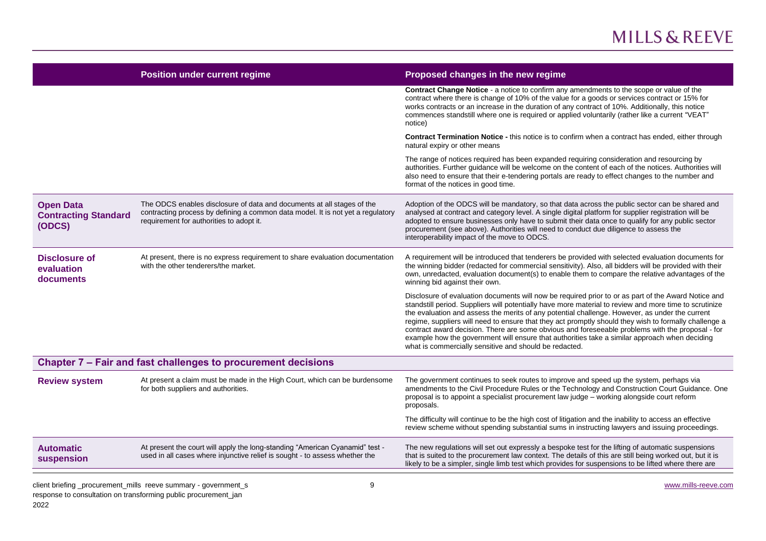| | Position under current regime | Proposed changes in the new regime |
|---|---|---|
| | | **Contract Change Notice** - a notice to confirm any amendments to the scope or value of the contract where there is change of 10% of the value for a goods or services contract or 15% for works contracts or an increase in the duration of any contract of 10%. Additionally, this notice commences standstill where one is required or applied voluntarily (rather like a current "VEAT" notice) |
| | | **Contract Termination Notice -** this notice is to confirm when a contract has ended, either through natural expiry or other means |
| | | The range of notices required has been expanded requiring consideration and resourcing by authorities. Further guidance will be welcome on the content of each of the notices. Authorities will also need to ensure that their e-tendering portals are ready to effect changes to the number and format of the notices in good time. |
| **Open Data Contracting Standard (ODCS)** | The ODCS enables disclosure of data and documents at all stages of the contracting process by defining a common data model. It is not yet a regulatory requirement for authorities to adopt it. | Adoption of the ODCS will be mandatory, so that data across the public sector can be shared and analysed at contract and category level. A single digital platform for supplier registration will be adopted to ensure businesses only have to submit their data once to qualify for any public sector procurement (see above). Authorities will need to conduct due diligence to assess the interoperability impact of the move to ODCS. |
| **Disclosure of evaluation documents** | At present, there is no express requirement to share evaluation documentation with the other tenderers/the market. | A requirement will be introduced that tenderers be provided with selected evaluation documents for the winning bidder (redacted for commercial sensitivity). Also, all bidders will be provided with their own, unredacted, evaluation document(s) to enable them to compare the relative advantages of the winning bid against their own. |
| | | Disclosure of evaluation documents will now be required prior to or as part of the Award Notice and standstill period. Suppliers will potentially have more material to review and more time to scrutinize the evaluation and assess the merits of any potential challenge. However, as under the current regime, suppliers will need to ensure that they act promptly should they wish to formally challenge a contract award decision. There are some obvious and foreseeable problems with the proposal - for example how the government will ensure that authorities take a similar approach when deciding what is commercially sensitive and should be redacted. |
| **Chapter 7 – Fair and fast challenges to procurement decisions** | | |
| **Review system** | At present a claim must be made in the High Court, which can be burdensome for both suppliers and authorities. | The government continues to seek routes to improve and speed up the system, perhaps via amendments to the Civil Procedure Rules or the Technology and Construction Court Guidance. One proposal is to appoint a specialist procurement law judge – working alongside court reform proposals. |
| | | The difficulty will continue to be the high cost of litigation and the inability to access an effective review scheme without spending substantial sums in instructing lawyers and issuing proceedings. |
| **Automatic suspension** | At present the court will apply the long-standing "American Cyanamid" test - used in all cases where injunctive relief is sought - to assess whether the | The new regulations will set out expressly a bespoke test for the lifting of automatic suspensions that is suited to the procurement law context. The details of this are still being worked out, but it is likely to be a simpler, single limb test which provides for suspensions to be lifted where there are |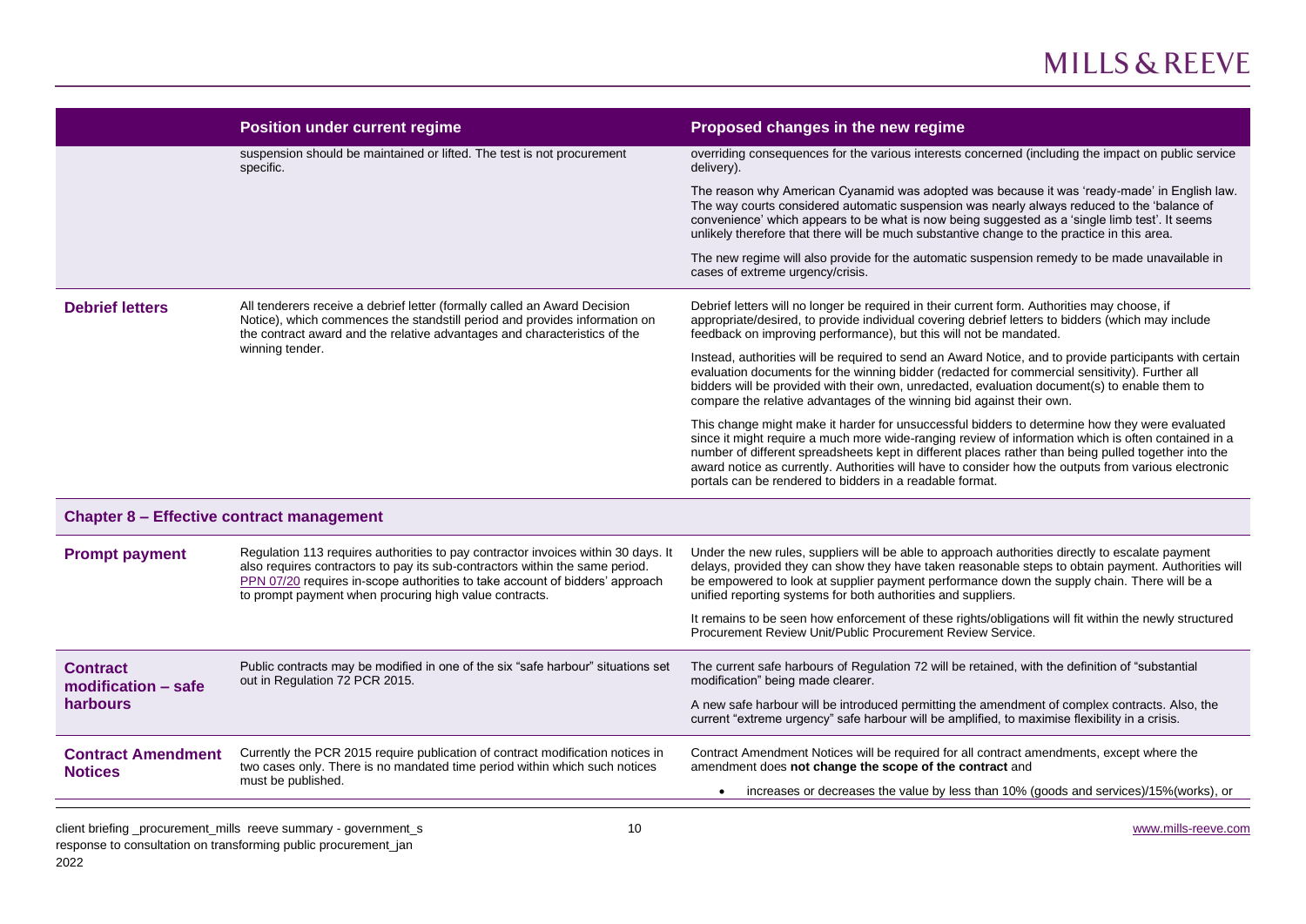| | Position under current regime | Proposed changes in the new regime |
|---|---|---|
| | suspension should be maintained or lifted. The test is not procurement specific. | overriding consequences for the various interests concerned (including the impact on public service delivery).<br><br>The reason why American Cyanamid was adopted was because it was 'ready-made' in English law. The way courts considered automatic suspension was nearly always reduced to the 'balance of convenience' which appears to be what is now being suggested as a 'single limb test'. It seems unlikely therefore that there will be much substantive change to the practice in this area.<br><br>The new regime will also provide for the automatic suspension remedy to be made unavailable in cases of extreme urgency/crisis. |
| **Debrief letters** | All tenderers receive a debrief letter (formally called an Award Decision Notice), which commences the standstill period and provides information on the contract award and the relative advantages and characteristics of the winning tender. | Debrief letters will no longer be required in their current form. Authorities may choose, if appropriate/desired, to provide individual covering debrief letters to bidders (which may include feedback on improving performance), but this will not be mandated.<br><br>Instead, authorities will be required to send an Award Notice, and to provide participants with certain evaluation documents for the winning bidder (redacted for commercial sensitivity). Further all bidders will be provided with their own, unredacted, evaluation document(s) to enable them to compare the relative advantages of the winning bid against their own.<br><br>This change might make it harder for unsuccessful bidders to determine how they were evaluated since it might require a much more wide-ranging review of information which is often contained in a number of different spreadsheets kept in different places rather than being pulled together into the award notice as currently. Authorities will have to consider how the outputs from various electronic portals can be rendered to bidders in a readable format. |
| **Chapter 8 – Effective contract management** | | |
| **Prompt payment** | Regulation 113 requires authorities to pay contractor invoices within 30 days. It also requires contractors to pay its sub-contractors within the same period. PPN 07/20 requires in-scope authorities to take account of bidders' approach to prompt payment when procuring high value contracts. | Under the new rules, suppliers will be able to approach authorities directly to escalate payment delays, provided they can show they have taken reasonable steps to obtain payment. Authorities will be empowered to look at supplier payment performance down the supply chain. There will be a unified reporting systems for both authorities and suppliers.<br><br>It remains to be seen how enforcement of these rights/obligations will fit within the newly structured Procurement Review Unit/Public Procurement Review Service. |
| **Contract modification – safe harbours** | Public contracts may be modified in one of the six "safe harbour" situations set out in Regulation 72 PCR 2015. | The current safe harbours of Regulation 72 will be retained, with the definition of "substantial modification" being made clearer.<br><br>A new safe harbour will be introduced permitting the amendment of complex contracts. Also, the current "extreme urgency" safe harbour will be amplified, to maximise flexibility in a crisis. |
| **Contract Amendment Notices** | Currently the PCR 2015 require publication of contract modification notices in two cases only. There is no mandated time period within which such notices must be published. | Contract Amendment Notices will be required for all contract amendments, except where the amendment does **not change the scope of the contract** and<br><br>• increases or decreases the value by less than 10% (goods and services)/15%(works), or |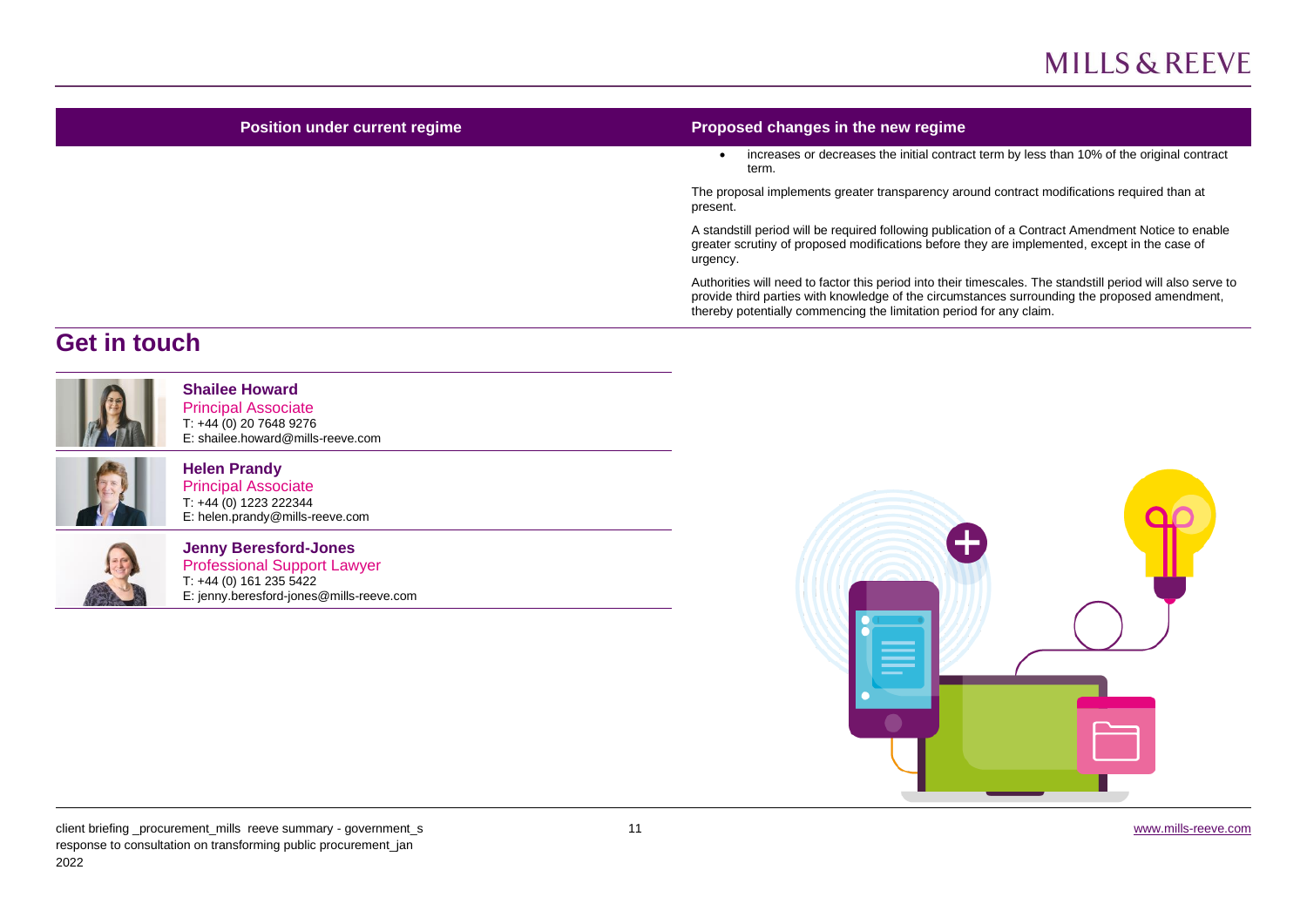| Position under current regime | Proposed changes in the new regime |
| --- | --- |
| | • increases or decreases the initial contract term by less than 10% of the original contract term.<br><br>The proposal implements greater transparency around contract modifications required than at present.<br><br>A standstill period will be required following publication of a Contract Amendment Notice to enable greater scrutiny of proposed modifications before they are implemented, except in the case of urgency.<br><br>Authorities will need to factor this period into their timescales. The standstill period will also serve to provide third parties with knowledge of the circumstances surrounding the proposed amendment, thereby potentially commencing the limitation period for any claim. |

## Get in touch

**Shailee Howard**
Principal Associate
T: +44 (0) 20 7648 9276
E: shailee.howard@mills-reeve.com

**Helen Prandy**
Principal Associate
T: +44 (0) 1223 222344
E: helen.prandy@mills-reeve.com

**Jenny Beresford-Jones**
Professional Support Lawyer
T: +44 (0) 161 235 5422
E: jenny.beresford-jones@mills-reeve.com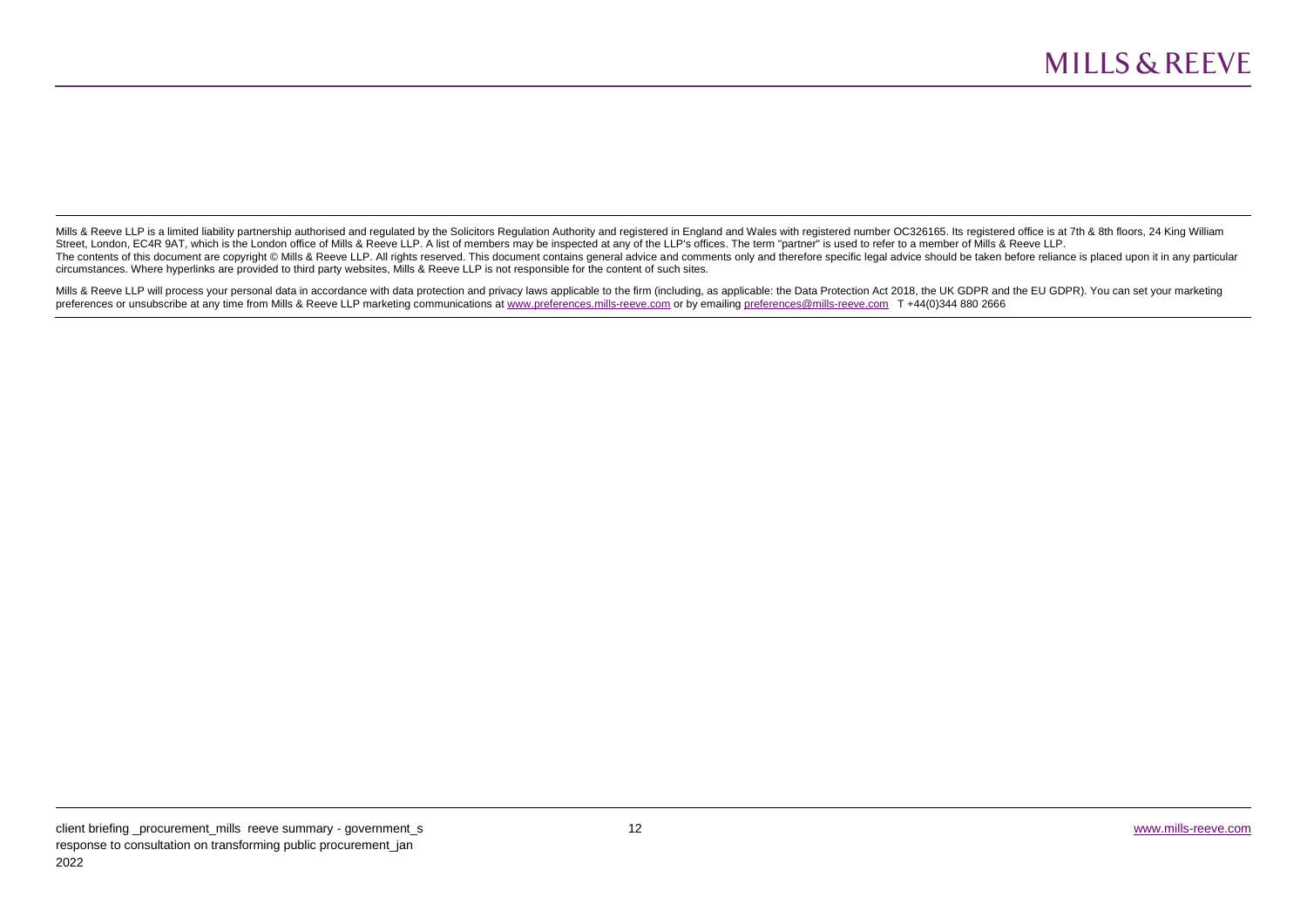Mills & Reeve LLP is a limited liability partnership authorised and regulated by the Solicitors Regulation Authority and registered in England and Wales with registered number OC326165. Its registered office is at 7th & 8th floors, 24 King William Street, London, EC4R 9AT, which is the London office of Mills & Reeve LLP. A list of members may be inspected at any of the LLP's offices. The term "partner" is used to refer to a member of Mills & Reeve LLP.
The contents of this document are copyright © Mills & Reeve LLP. All rights reserved. This document contains general advice and comments only and therefore specific legal advice should be taken before reliance is placed upon it in any particular circumstances. Where hyperlinks are provided to third party websites, Mills & Reeve LLP is not responsible for the content of such sites.

Mills & Reeve LLP will process your personal data in accordance with data protection and privacy laws applicable to the firm (including, as applicable: the Data Protection Act 2018, the UK GDPR and the EU GDPR). You can set your marketing preferences or unsubscribe at any time from Mills & Reeve LLP marketing communications at www.preferences.mills-reeve.com or by emailing preferences@mills-reeve.com T +44(0)344 880 2666